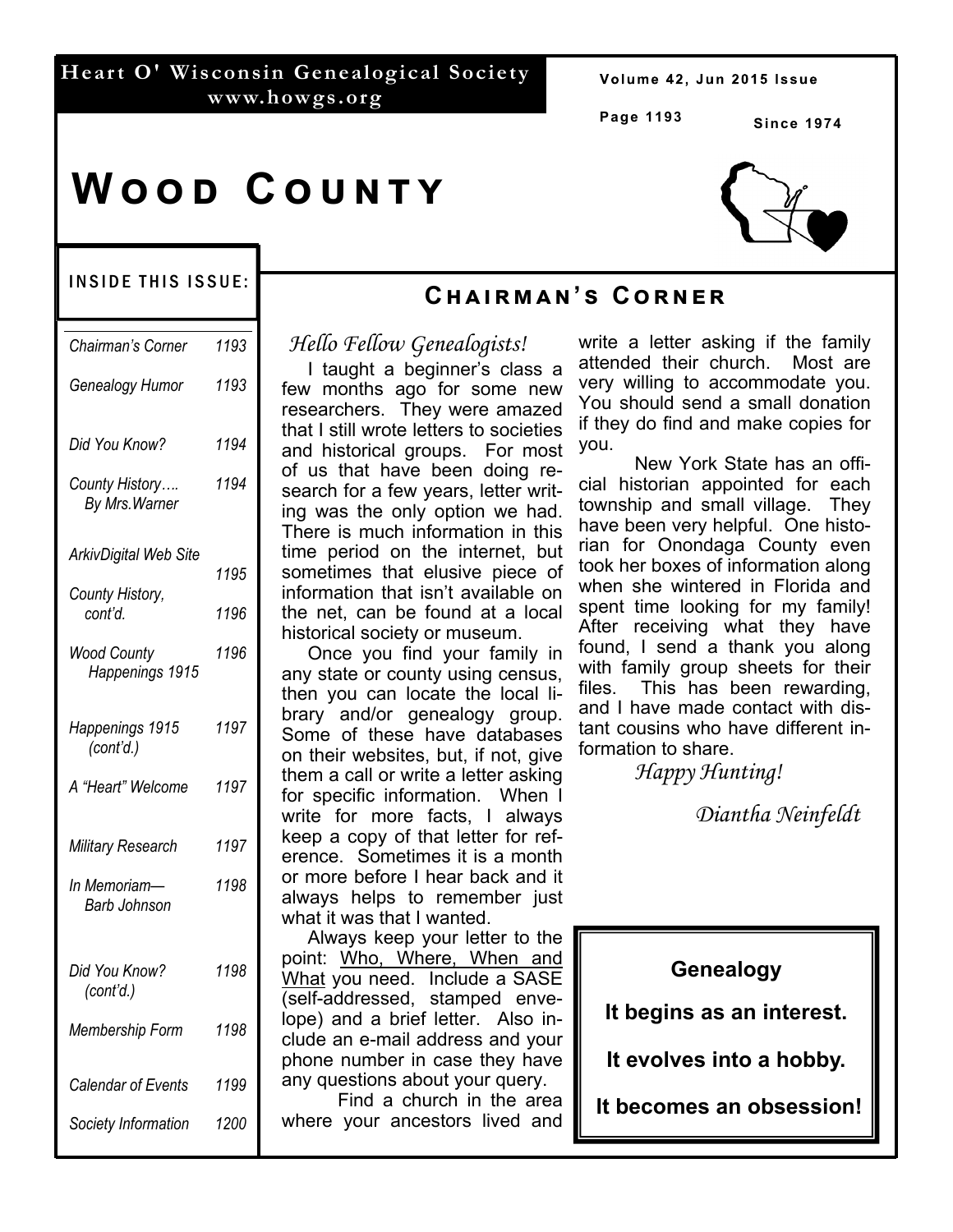Heart O' Wisconsin Genealogical Society
www.howgs.org

Since 1974

# Wood County

**INSIDE THIS ISSUE:**

| | |
|---|---|
| *Chairman's Corner* | *1193* |
| *Genealogy Humor* | *1193* |
| *Did You Know?* | *1194* |
| *County History…. By Mrs.Warner* | *1194* |
| *ArkivDigital Web Site* | *1195* |
| *County History, cont'd.* | *1196* |
| *Wood County Happenings 1915* | *1196* |
| *Happenings 1915 (cont'd.)* | *1197* |
| *A "Heart" Welcome* | *1197* |
| *Military Research* | *1197* |
| *In Memoriam— Barb Johnson* | *1198* |
| *Did You Know? (cont'd.)* | *1198* |
| *Membership Form* | *1198* |
| *Calendar of Events* | *1199* |
| *Society Information* | *1200* |

## Chairman's Corner

*Hello Fellow Genealogists!*

I taught a beginner's class a few months ago for some new researchers. They were amazed that I still wrote letters to societies and historical groups. For most of us that have been doing research for a few years, letter writing was the only option we had. There is much information in this time period on the internet, but sometimes that elusive piece of information that isn't available on the net, can be found at a local historical society or museum.

Once you find your family in any state or county using census, then you can locate the local library and/or genealogy group. Some of these have databases on their websites, but, if not, give them a call or write a letter asking for specific information. When I write for more facts, I always keep a copy of that letter for reference. Sometimes it is a month or more before I hear back and it always helps to remember just what it was that I wanted.

Always keep your letter to the point: Who, Where, When and What you need. Include a SASE (self-addressed, stamped envelope) and a brief letter. Also include an e-mail address and your phone number in case they have any questions about your query.

Find a church in the area where your ancestors lived and write a letter asking if the family attended their church. Most are very willing to accommodate you. You should send a small donation if they do find and make copies for you.

New York State has an official historian appointed for each township and small village. They have been very helpful. One historian for Onondaga County even took her boxes of information along when she wintered in Florida and spent time looking for my family! After receiving what they have found, I send a thank you along with family group sheets for their files. This has been rewarding, and I have made contact with distant cousins who have different information to share.

*Happy Hunting!*

*Diantha Neinfeldt*

---

**Genealogy**

**It begins as an interest.**

**It evolves into a hobby.**

**It becomes an obsession!**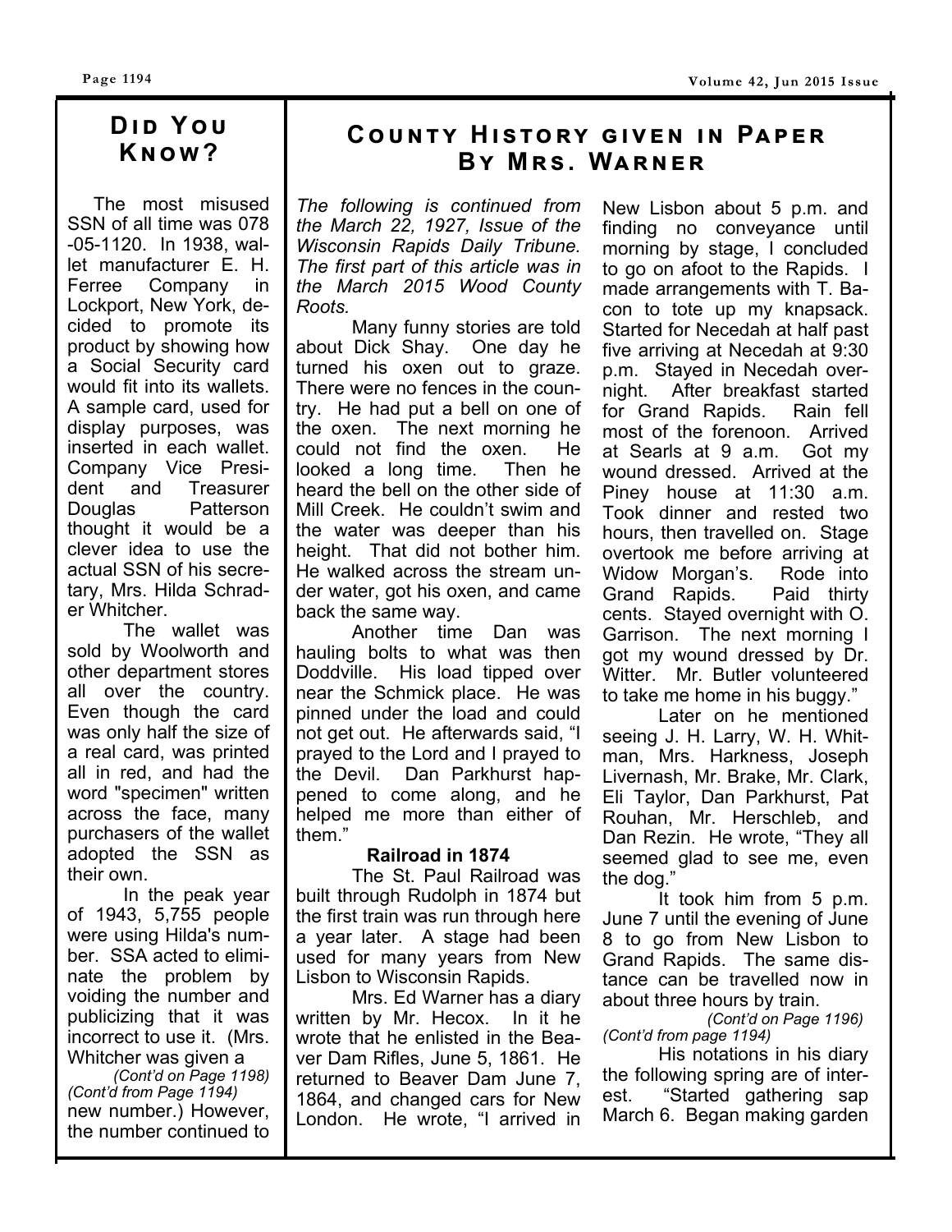## Did You Know?

The most misused SSN of all time was 078-05-1120. In 1938, wallet manufacturer E. H. Ferree Company in Lockport, New York, decided to promote its product by showing how a Social Security card would fit into its wallets. A sample card, used for display purposes, was inserted in each wallet. Company Vice President and Treasurer Douglas Patterson thought it would be a clever idea to use the actual SSN of his secretary, Mrs. Hilda Schrader Whitcher.

The wallet was sold by Woolworth and other department stores all over the country. Even though the card was only half the size of a real card, was printed all in red, and had the word "specimen" written across the face, many purchasers of the wallet adopted the SSN as their own.

In the peak year of 1943, 5,755 people were using Hilda's number. SSA acted to eliminate the problem by voiding the number and publicizing that it was incorrect to use it. (Mrs. Whitcher was given a

*(Cont'd on Page 1198)*

*(Cont'd from Page 1194)*

new number.) However, the number continued to

## County History given in Paper By Mrs. Warner

*The following is continued from the March 22, 1927, Issue of the Wisconsin Rapids Daily Tribune. The first part of this article was in the March 2015 Wood County Roots.*

Many funny stories are told about Dick Shay. One day he turned his oxen out to graze. There were no fences in the country. He had put a bell on one of the oxen. The next morning he could not find the oxen. He looked a long time. Then he heard the bell on the other side of Mill Creek. He couldn't swim and the water was deeper than his height. That did not bother him. He walked across the stream under water, got his oxen, and came back the same way.

Another time Dan was hauling bolts to what was then Doddville. His load tipped over near the Schmick place. He was pinned under the load and could not get out. He afterwards said, "I prayed to the Lord and I prayed to the Devil. Dan Parkhurst happened to come along, and he helped me more than either of them."

**Railroad in 1874**

The St. Paul Railroad was built through Rudolph in 1874 but the first train was run through here a year later. A stage had been used for many years from New Lisbon to Wisconsin Rapids.

Mrs. Ed Warner has a diary written by Mr. Hecox. In it he wrote that he enlisted in the Beaver Dam Rifles, June 5, 1861. He returned to Beaver Dam June 7, 1864, and changed cars for New London. He wrote, "I arrived in New Lisbon about 5 p.m. and finding no conveyance until morning by stage, I concluded to go on afoot to the Rapids. I made arrangements with T. Bacon to tote up my knapsack. Started for Necedah at half past five arriving at Necedah at 9:30 p.m. Stayed in Necedah overnight. After breakfast started for Grand Rapids. Rain fell most of the forenoon. Arrived at Searls at 9 a.m. Got my wound dressed. Arrived at the Piney house at 11:30 a.m. Took dinner and rested two hours, then travelled on. Stage overtook me before arriving at Widow Morgan's. Rode into Grand Rapids. Paid thirty cents. Stayed overnight with O. Garrison. The next morning I got my wound dressed by Dr. Witter. Mr. Butler volunteered to take me home in his buggy."

Later on he mentioned seeing J. H. Larry, W. H. Whitman, Mrs. Harkness, Joseph Livernash, Mr. Brake, Mr. Clark, Eli Taylor, Dan Parkhurst, Pat Rouhan, Mr. Herschleb, and Dan Rezin. He wrote, "They all seemed glad to see me, even the dog."

It took him from 5 p.m. June 7 until the evening of June 8 to go from New Lisbon to Grand Rapids. The same distance can be travelled now in about three hours by train.

*(Cont'd on Page 1196)*

*(Cont'd from page 1194)*

His notations in his diary the following spring are of interest. "Started gathering sap March 6. Began making garden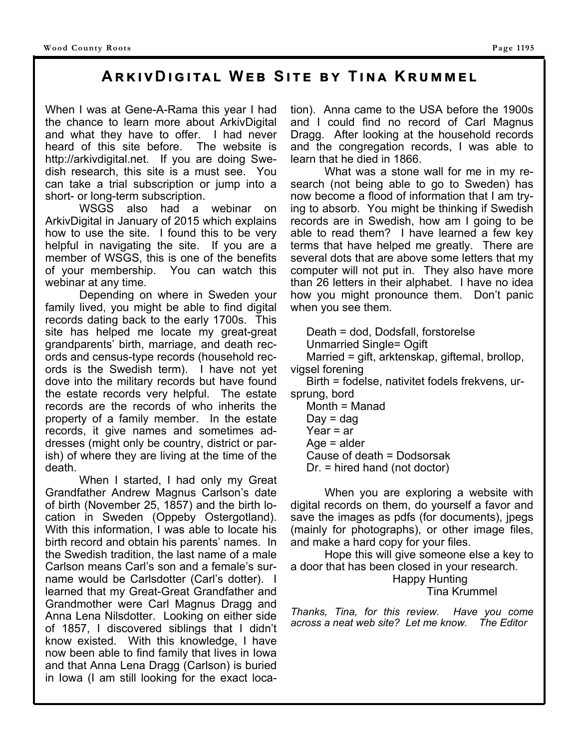# ArkivDigital Web Site by Tina Krummel

When I was at Gene-A-Rama this year I had the chance to learn more about ArkivDigital and what they have to offer. I had never heard of this site before. The website is http://arkivdigital.net. If you are doing Swedish research, this site is a must see. You can take a trial subscription or jump into a short- or long-term subscription.

WSGS also had a webinar on ArkivDigital in January of 2015 which explains how to use the site. I found this to be very helpful in navigating the site. If you are a member of WSGS, this is one of the benefits of your membership. You can watch this webinar at any time.

Depending on where in Sweden your family lived, you might be able to find digital records dating back to the early 1700s. This site has helped me locate my great-great grandparents' birth, marriage, and death records and census-type records (household records is the Swedish term). I have not yet dove into the military records but have found the estate records very helpful. The estate records are the records of who inherits the property of a family member. In the estate records, it give names and sometimes addresses (might only be country, district or parish) of where they are living at the time of the death.

When I started, I had only my Great Grandfather Andrew Magnus Carlson's date of birth (November 25, 1857) and the birth location in Sweden (Oppeby Ostergotland). With this information, I was able to locate his birth record and obtain his parents' names. In the Swedish tradition, the last name of a male Carlson means Carl's son and a female's surname would be Carlsdotter (Carl's dotter). I learned that my Great-Great Grandfather and Grandmother were Carl Magnus Dragg and Anna Lena Nilsdotter. Looking on either side of 1857, I discovered siblings that I didn't know existed. With this knowledge, I have now been able to find family that lives in Iowa and that Anna Lena Dragg (Carlson) is buried in Iowa (I am still looking for the exact location). Anna came to the USA before the 1900s and I could find no record of Carl Magnus Dragg. After looking at the household records and the congregation records, I was able to learn that he died in 1866.

What was a stone wall for me in my research (not being able to go to Sweden) has now become a flood of information that I am trying to absorb. You might be thinking if Swedish records are in Swedish, how am I going to be able to read them? I have learned a few key terms that have helped me greatly. There are several dots that are above some letters that my computer will not put in. They also have more than 26 letters in their alphabet. I have no idea how you might pronounce them. Don't panic when you see them.

Death = dod, Dodsfall, forstorelse
Unmarried Single= Ogift
Married = gift, arktenskap, giftemal, brollop, vigsel forening
Birth = fodelse, nativitet fodels frekvens, ursprung, bord
Month = Manad
Day = dag
Year = ar
Age = alder
Cause of death = Dodsorsak
Dr. = hired hand (not doctor)

When you are exploring a website with digital records on them, do yourself a favor and save the images as pdfs (for documents), jpegs (mainly for photographs), or other image files, and make a hard copy for your files.

Hope this will give someone else a key to a door that has been closed in your research.

Happy Hunting
Tina Krummel

*Thanks, Tina, for this review. Have you come across a neat web site? Let me know. The Editor*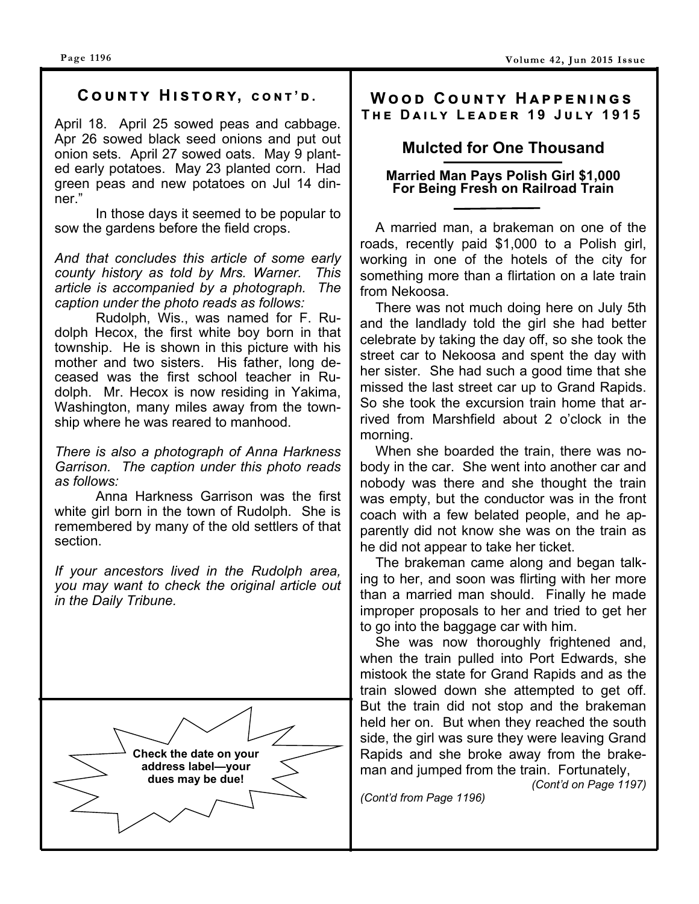## County History, cont'd.

April 18. April 25 sowed peas and cabbage. Apr 26 sowed black seed onions and put out onion sets. April 27 sowed oats. May 9 planted early potatoes. May 23 planted corn. Had green peas and new potatoes on Jul 14 dinner."

In those days it seemed to be popular to sow the gardens before the field crops.

*And that concludes this article of some early county history as told by Mrs. Warner. This article is accompanied by a photograph. The caption under the photo reads as follows:*

Rudolph, Wis., was named for F. Rudolph Hecox, the first white boy born in that township. He is shown in this picture with his mother and two sisters. His father, long deceased was the first school teacher in Rudolph. Mr. Hecox is now residing in Yakima, Washington, many miles away from the township where he was reared to manhood.

*There is also a photograph of Anna Harkness Garrison. The caption under this photo reads as follows:*

Anna Harkness Garrison was the first white girl born in the town of Rudolph. She is remembered by many of the old settlers of that section.

*If your ancestors lived in the Rudolph area, you may want to check the original article out in the Daily Tribune.*

**Check the date on your address label—your dues may be due!**

## Wood County Happenings

### The Daily Leader 19 July 1915

### Mulcted for One Thousand

**Married Man Pays Polish Girl $1,000 For Being Fresh on Railroad Train**

A married man, a brakeman on one of the roads, recently paid $1,000 to a Polish girl, working in one of the hotels of the city for something more than a flirtation on a late train from Nekoosa.

There was not much doing here on July 5th and the landlady told the girl she had better celebrate by taking the day off, so she took the street car to Nekoosa and spent the day with her sister. She had such a good time that she missed the last street car up to Grand Rapids. So she took the excursion train home that arrived from Marshfield about 2 o'clock in the morning.

When she boarded the train, there was nobody in the car. She went into another car and nobody was there and she thought the train was empty, but the conductor was in the front coach with a few belated people, and he apparently did not know she was on the train as he did not appear to take her ticket.

The brakeman came along and began talking to her, and soon was flirting with her more than a married man should. Finally he made improper proposals to her and tried to get her to go into the baggage car with him.

She was now thoroughly frightened and, when the train pulled into Port Edwards, she mistook the state for Grand Rapids and as the train slowed down she attempted to get off. But the train did not stop and the brakeman held her on. But when they reached the south side, the girl was sure they were leaving Grand Rapids and she broke away from the brakeman and jumped from the train. Fortunately,

*(Cont'd on Page 1197)*

*(Cont'd from Page 1196)*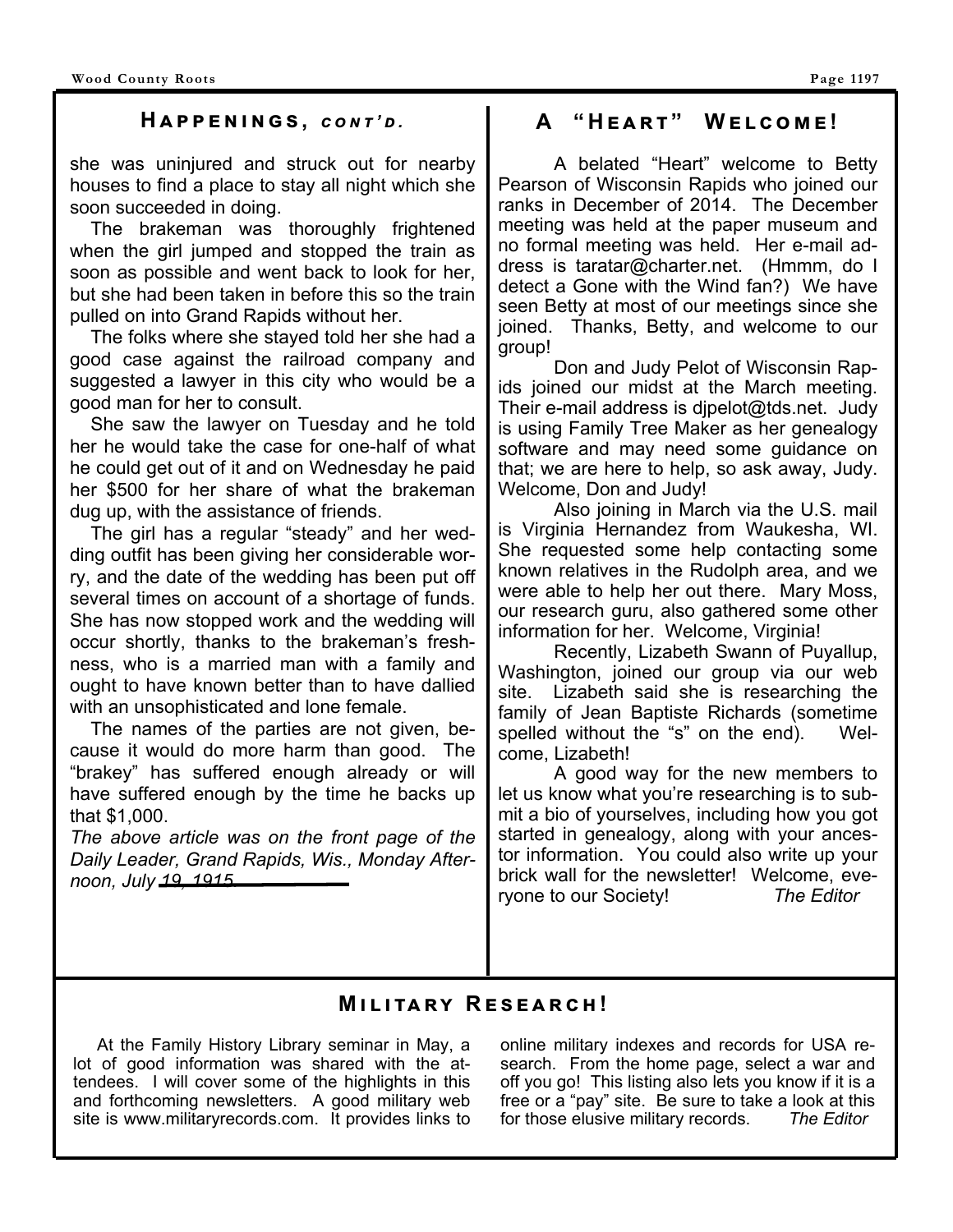## Happenings, cont'd.

she was uninjured and struck out for nearby houses to find a place to stay all night which she soon succeeded in doing.

The brakeman was thoroughly frightened when the girl jumped and stopped the train as soon as possible and went back to look for her, but she had been taken in before this so the train pulled on into Grand Rapids without her.

The folks where she stayed told her she had a good case against the railroad company and suggested a lawyer in this city who would be a good man for her to consult.

She saw the lawyer on Tuesday and he told her he would take the case for one-half of what he could get out of it and on Wednesday he paid her $500 for her share of what the brakeman dug up, with the assistance of friends.

The girl has a regular "steady" and her wedding outfit has been giving her considerable worry, and the date of the wedding has been put off several times on account of a shortage of funds. She has now stopped work and the wedding will occur shortly, thanks to the brakeman's freshness, who is a married man with a family and ought to have known better than to have dallied with an unsophisticated and lone female.

The names of the parties are not given, because it would do more harm than good. The "brakey" has suffered enough already or will have suffered enough by the time he backs up that $1,000.

*The above article was on the front page of the Daily Leader, Grand Rapids, Wis., Monday Afternoon, July 19, 1915.*

## A "Heart" Welcome!

A belated "Heart" welcome to Betty Pearson of Wisconsin Rapids who joined our ranks in December of 2014. The December meeting was held at the paper museum and no formal meeting was held. Her e-mail address is taratar@charter.net. (Hmmm, do I detect a Gone with the Wind fan?) We have seen Betty at most of our meetings since she joined. Thanks, Betty, and welcome to our group!

Don and Judy Pelot of Wisconsin Rapids joined our midst at the March meeting. Their e-mail address is djpelot@tds.net. Judy is using Family Tree Maker as her genealogy software and may need some guidance on that; we are here to help, so ask away, Judy. Welcome, Don and Judy!

Also joining in March via the U.S. mail is Virginia Hernandez from Waukesha, WI. She requested some help contacting some known relatives in the Rudolph area, and we were able to help her out there. Mary Moss, our research guru, also gathered some other information for her. Welcome, Virginia!

Recently, Lizabeth Swann of Puyallup, Washington, joined our group via our web site. Lizabeth said she is researching the family of Jean Baptiste Richards (sometime spelled without the "s" on the end). Welcome, Lizabeth!

A good way for the new members to let us know what you're researching is to submit a bio of yourselves, including how you got started in genealogy, along with your ancestor information. You could also write up your brick wall for the newsletter! Welcome, everyone to our Society! *The Editor*

## Military Research!

At the Family History Library seminar in May, a lot of good information was shared with the attendees. I will cover some of the highlights in this and forthcoming newsletters. A good military web site is www.militaryrecords.com. It provides links to online military indexes and records for USA research. From the home page, select a war and off you go! This listing also lets you know if it is a free or a "pay" site. Be sure to take a look at this for those elusive military records. *The Editor*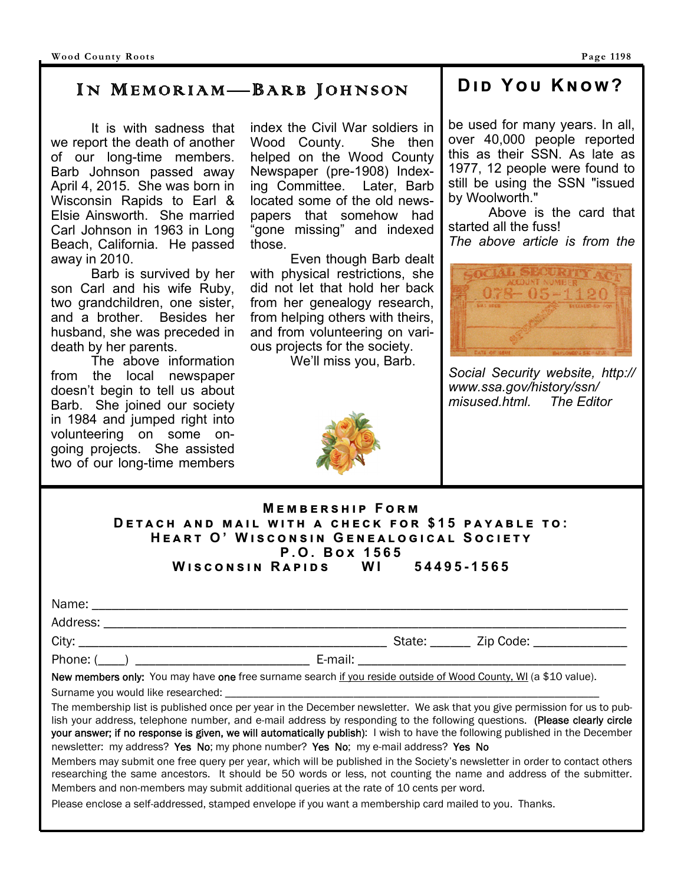## In Memoriam—Barb Johnson

It is with sadness that we report the death of another of our long-time members. Barb Johnson passed away April 4, 2015. She was born in Wisconsin Rapids to Earl & Elsie Ainsworth. She married Carl Johnson in 1963 in Long Beach, California. He passed away in 2010.

Barb is survived by her son Carl and his wife Ruby, two grandchildren, one sister, and a brother. Besides her husband, she was preceded in death by her parents.

The above information from the local newspaper doesn't begin to tell us about Barb. She joined our society in 1984 and jumped right into volunteering on some on-going projects. She assisted two of our long-time members index the Civil War soldiers in Wood County. She then helped on the Wood County Newspaper (pre-1908) Indexing Committee. Later, Barb located some of the old newspapers that somehow had "gone missing" and indexed those.

Even though Barb dealt with physical restrictions, she did not let that hold her back from her genealogy research, from helping others with theirs, and from volunteering on various projects for the society.

We'll miss you, Barb.

## Did You Know?

be used for many years. In all, over 40,000 people reported this as their SSN. As late as 1977, 12 people were found to still be using the SSN "issued by Woolworth."

Above is the card that started all the fuss!

*The above article is from the Social Security website, http://www.ssa.gov/history/ssn/misused.html. The Editor*

---

**Membership Form**

**Detach and mail with a check for $15 payable to:**
**Heart O' Wisconsin Genealogical Society**
**P.O. Box 1565**
**Wisconsin Rapids WI 54495-1565**

Name: ______________________________________________

Address: ____________________________________________

City: ______________________________ State: ______ Zip Code: ____________

Phone: (____) ________________________ E-mail: ________________________

**New members only:** You may have **one** free surname search if you reside outside of Wood County, WI (a $10 value).

Surname you would like researched: ______________________________________

The membership list is published once per year in the December newsletter. We ask that you give permission for us to publish your address, telephone number, and e-mail address by responding to the following questions. **(Please clearly circle your answer; if no response is given, we will automatically publish)**: I wish to have the following published in the December newsletter: my address? **Yes No**; my phone number? **Yes No**; my e-mail address? **Yes No**

Members may submit one free query per year, which will be published in the Society's newsletter in order to contact others researching the same ancestors. It should be 50 words or less, not counting the name and address of the submitter. Members and non-members may submit additional queries at the rate of 10 cents per word.

Please enclose a self-addressed, stamped envelope if you want a membership card mailed to you. Thanks.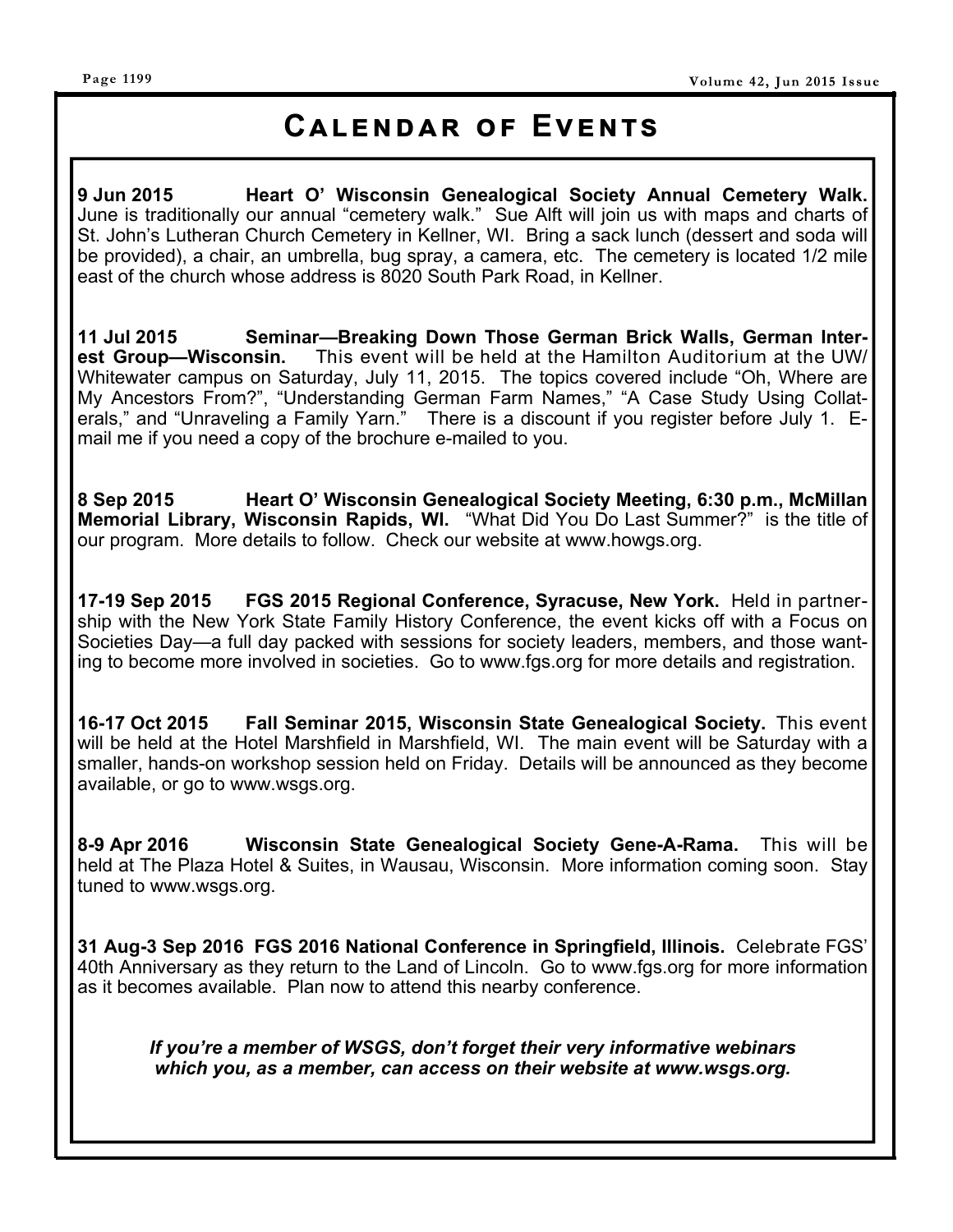# Calendar of Events

**9 Jun 2015 Heart O' Wisconsin Genealogical Society Annual Cemetery Walk.** June is traditionally our annual "cemetery walk." Sue Alft will join us with maps and charts of St. John's Lutheran Church Cemetery in Kellner, WI. Bring a sack lunch (dessert and soda will be provided), a chair, an umbrella, bug spray, a camera, etc. The cemetery is located 1/2 mile east of the church whose address is 8020 South Park Road, in Kellner.

**11 Jul 2015 Seminar—Breaking Down Those German Brick Walls, German Interest Group—Wisconsin.** This event will be held at the Hamilton Auditorium at the UW/Whitewater campus on Saturday, July 11, 2015. The topics covered include "Oh, Where are My Ancestors From?", "Understanding German Farm Names," "A Case Study Using Collaterals," and "Unraveling a Family Yarn." There is a discount if you register before July 1. E-mail me if you need a copy of the brochure e-mailed to you.

**8 Sep 2015 Heart O' Wisconsin Genealogical Society Meeting, 6:30 p.m., McMillan Memorial Library, Wisconsin Rapids, WI.** "What Did You Do Last Summer?" is the title of our program. More details to follow. Check our website at www.howgs.org.

**17-19 Sep 2015 FGS 2015 Regional Conference, Syracuse, New York.** Held in partnership with the New York State Family History Conference, the event kicks off with a Focus on Societies Day—a full day packed with sessions for society leaders, members, and those wanting to become more involved in societies. Go to www.fgs.org for more details and registration.

**16-17 Oct 2015 Fall Seminar 2015, Wisconsin State Genealogical Society.** This event will be held at the Hotel Marshfield in Marshfield, WI. The main event will be Saturday with a smaller, hands-on workshop session held on Friday. Details will be announced as they become available, or go to www.wsgs.org.

**8-9 Apr 2016 Wisconsin State Genealogical Society Gene-A-Rama.** This will be held at The Plaza Hotel & Suites, in Wausau, Wisconsin. More information coming soon. Stay tuned to www.wsgs.org.

**31 Aug-3 Sep 2016 FGS 2016 National Conference in Springfield, Illinois.** Celebrate FGS' 40th Anniversary as they return to the Land of Lincoln. Go to www.fgs.org for more information as it becomes available. Plan now to attend this nearby conference.

***If you're a member of WSGS, don't forget their very informative webinars which you, as a member, can access on their website at www.wsgs.org.***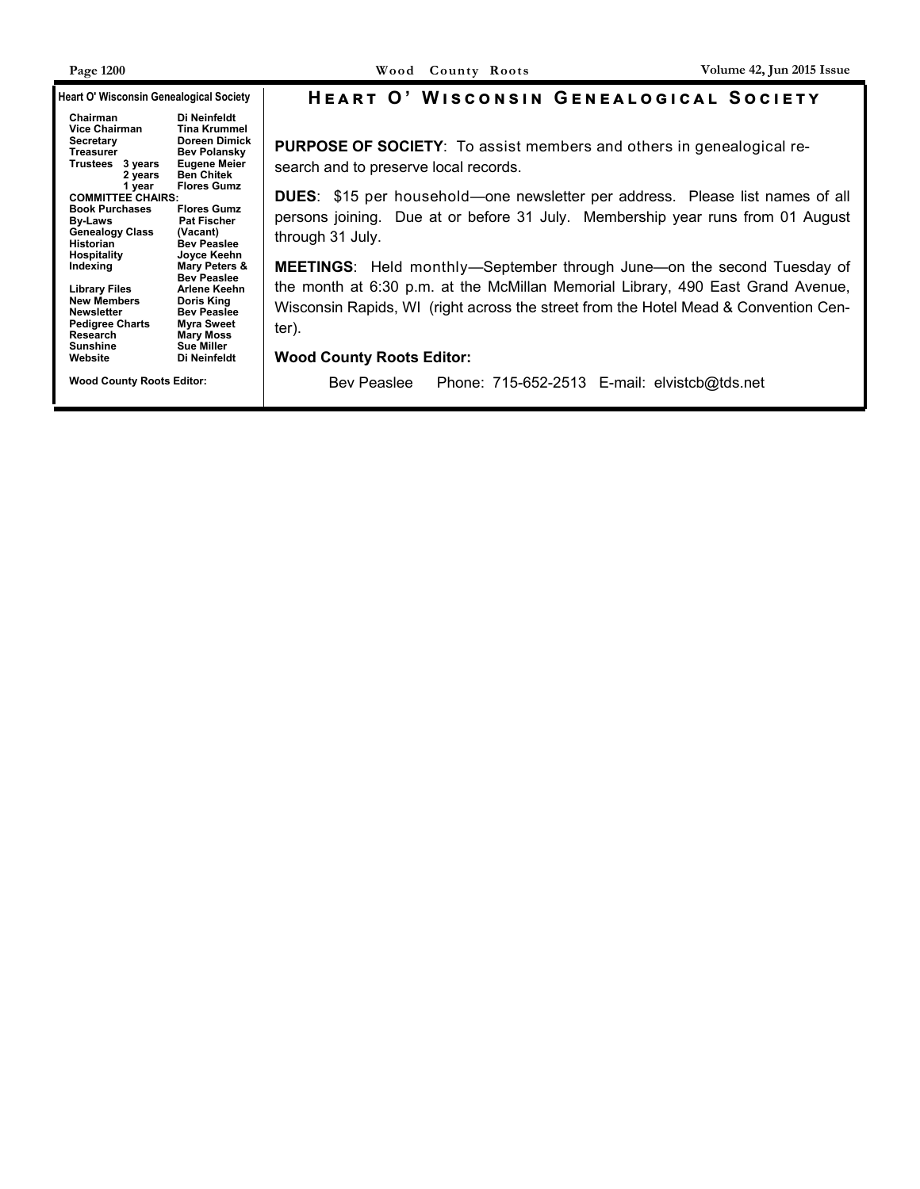**Heart O' Wisconsin Genealogical Society**

| | | |
|---|---|---|
| Chairman | | Di Neinfeldt |
| Vice Chairman | | Tina Krummel |
| Secretary | | Doreen Dimick |
| Treasurer | | Bev Polansky |
| Trustees | 3 years | Eugene Meier |
| | 2 years | Ben Chitek |
| | 1 year | Flores Gumz |

**COMMITTEE CHAIRS:**

| | |
|---|---|
| Book Purchases | Flores Gumz |
| By-Laws | Pat Fischer |
| Genealogy Class | (Vacant) |
| Historian | Bev Peaslee |
| Hospitality | Joyce Keehn |
| Indexing | Mary Peters & Bev Peaslee |
| Library Files | Arlene Keehn |
| New Members | Doris King |
| Newsletter | Bev Peaslee |
| Pedigree Charts | Myra Sweet |
| Research | Mary Moss |
| Sunshine | Sue Miller |
| Website | Di Neinfeldt |

**Wood County Roots Editor:**

# HEART O' WISCONSIN GENEALOGICAL SOCIETY

**PURPOSE OF SOCIETY**: To assist members and others in genealogical research and to preserve local records.

**DUES**: $15 per household—one newsletter per address. Please list names of all persons joining. Due at or before 31 July. Membership year runs from 01 August through 31 July.

**MEETINGS**: Held monthly—September through June—on the second Tuesday of the month at 6:30 p.m. at the McMillan Memorial Library, 490 East Grand Avenue, Wisconsin Rapids, WI (right across the street from the Hotel Mead & Convention Center).

**Wood County Roots Editor:**

Bev Peaslee Phone: 715-652-2513 E-mail: elvistcb@tds.net